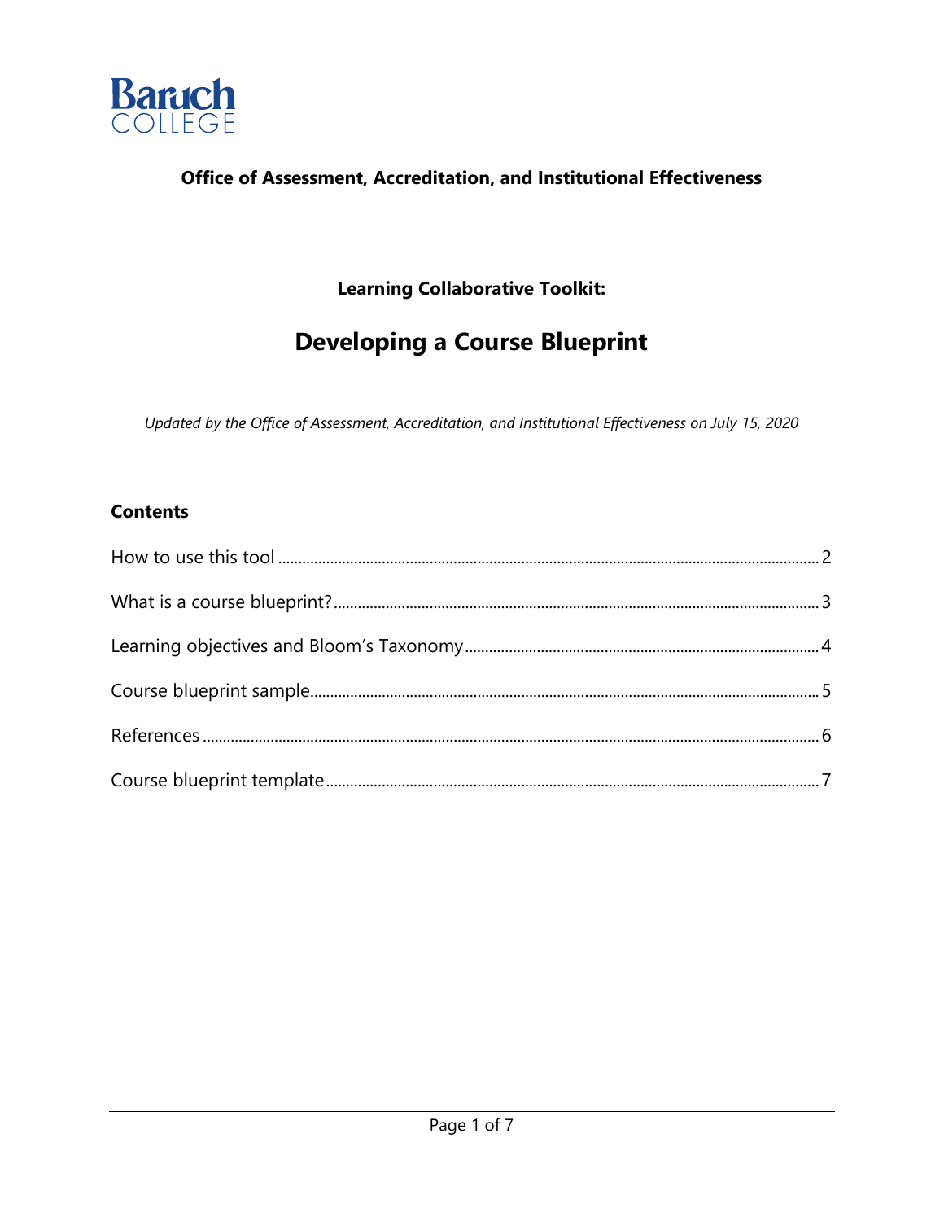Baruch COLLEGE

**Office of Assessment, Accreditation, and Institutional Effectiveness**

**Learning Collaborative Toolkit:**

# Developing a Course Blueprint

*Updated by the Office of Assessment, Accreditation, and Institutional Effectiveness on July 15, 2020*

## Contents

How to use this tool ..... 2

What is a course blueprint? ..... 3

Learning objectives and Bloom's Taxonomy ..... 4

Course blueprint sample ..... 5

References ..... 6

Course blueprint template ..... 7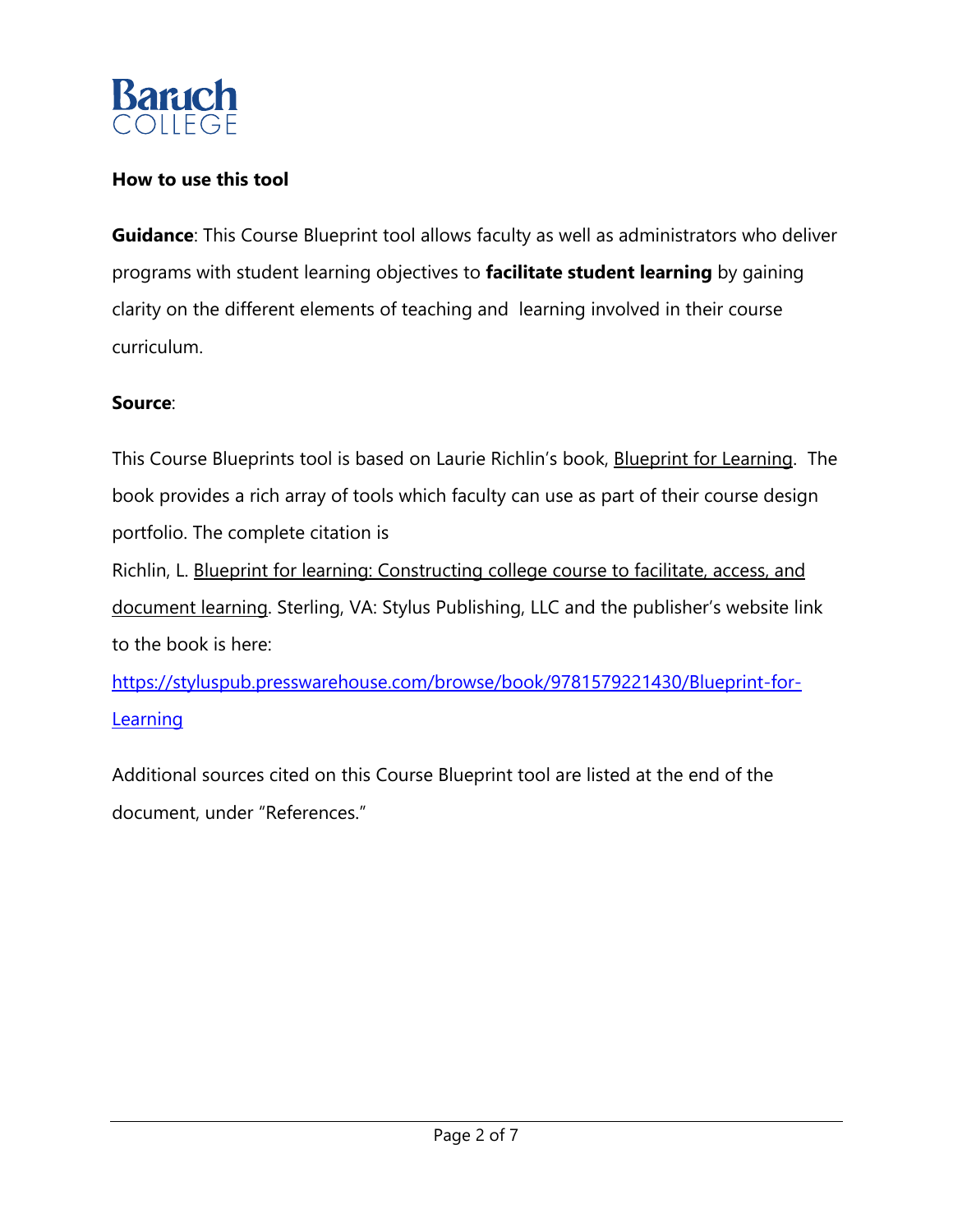Baruch COLLEGE

**How to use this tool**

**Guidance**: This Course Blueprint tool allows faculty as well as administrators who deliver programs with student learning objectives to **facilitate student learning** by gaining clarity on the different elements of teaching and learning involved in their course curriculum.

**Source**:

This Course Blueprints tool is based on Laurie Richlin's book, Blueprint for Learning. The book provides a rich array of tools which faculty can use as part of their course design portfolio. The complete citation is

Richlin, L. Blueprint for learning: Constructing college course to facilitate, access, and document learning. Sterling, VA: Stylus Publishing, LLC and the publisher's website link to the book is here:

https://styluspub.presswarehouse.com/browse/book/9781579221430/Blueprint-for-Learning

Additional sources cited on this Course Blueprint tool are listed at the end of the document, under "References."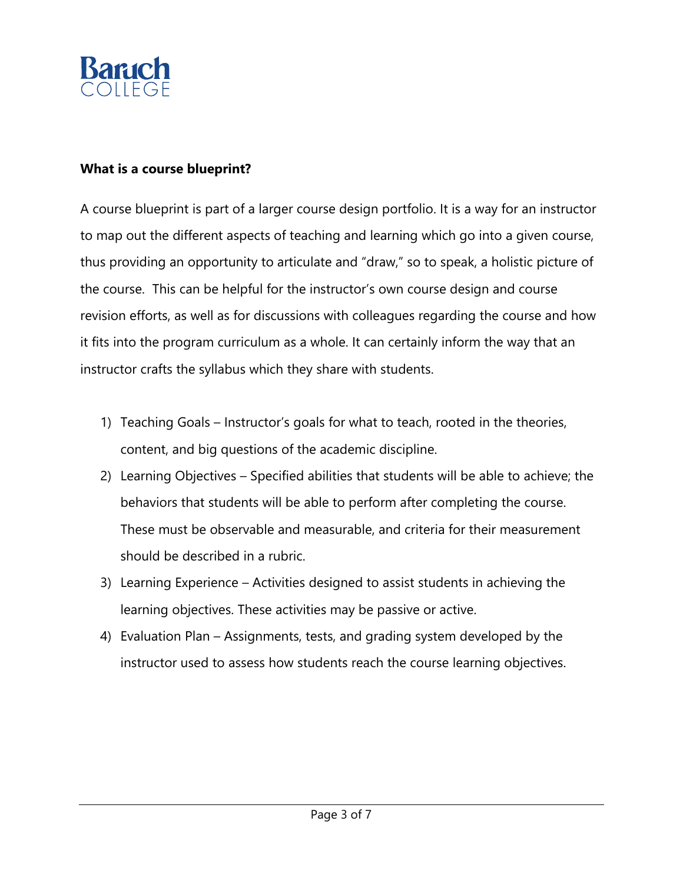**What is a course blueprint?**

A course blueprint is part of a larger course design portfolio. It is a way for an instructor to map out the different aspects of teaching and learning which go into a given course, thus providing an opportunity to articulate and "draw," so to speak, a holistic picture of the course. This can be helpful for the instructor's own course design and course revision efforts, as well as for discussions with colleagues regarding the course and how it fits into the program curriculum as a whole. It can certainly inform the way that an instructor crafts the syllabus which they share with students.

1) Teaching Goals – Instructor's goals for what to teach, rooted in the theories, content, and big questions of the academic discipline.
2) Learning Objectives – Specified abilities that students will be able to achieve; the behaviors that students will be able to perform after completing the course. These must be observable and measurable, and criteria for their measurement should be described in a rubric.
3) Learning Experience – Activities designed to assist students in achieving the learning objectives. These activities may be passive or active.
4) Evaluation Plan – Assignments, tests, and grading system developed by the instructor used to assess how students reach the course learning objectives.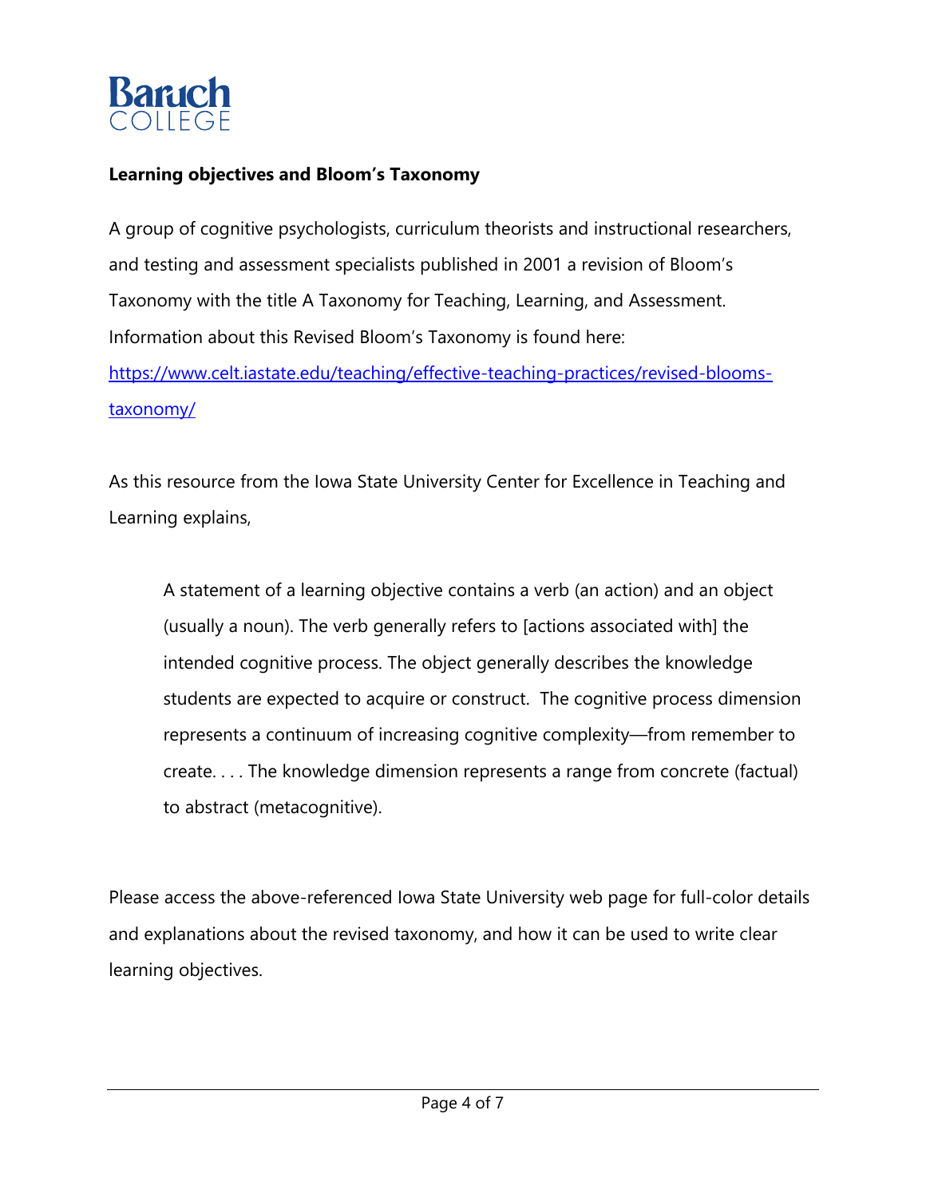**Learning objectives and Bloom's Taxonomy**

A group of cognitive psychologists, curriculum theorists and instructional researchers, and testing and assessment specialists published in 2001 a revision of Bloom's Taxonomy with the title A Taxonomy for Teaching, Learning, and Assessment. Information about this Revised Bloom's Taxonomy is found here: [https://www.celt.iastate.edu/teaching/effective-teaching-practices/revised-blooms-taxonomy/](https://www.celt.iastate.edu/teaching/effective-teaching-practices/revised-blooms-taxonomy/)

As this resource from the Iowa State University Center for Excellence in Teaching and Learning explains,

> A statement of a learning objective contains a verb (an action) and an object (usually a noun). The verb generally refers to [actions associated with] the intended cognitive process. The object generally describes the knowledge students are expected to acquire or construct. The cognitive process dimension represents a continuum of increasing cognitive complexity—from remember to create. . . . The knowledge dimension represents a range from concrete (factual) to abstract (metacognitive).

Please access the above-referenced Iowa State University web page for full-color details and explanations about the revised taxonomy, and how it can be used to write clear learning objectives.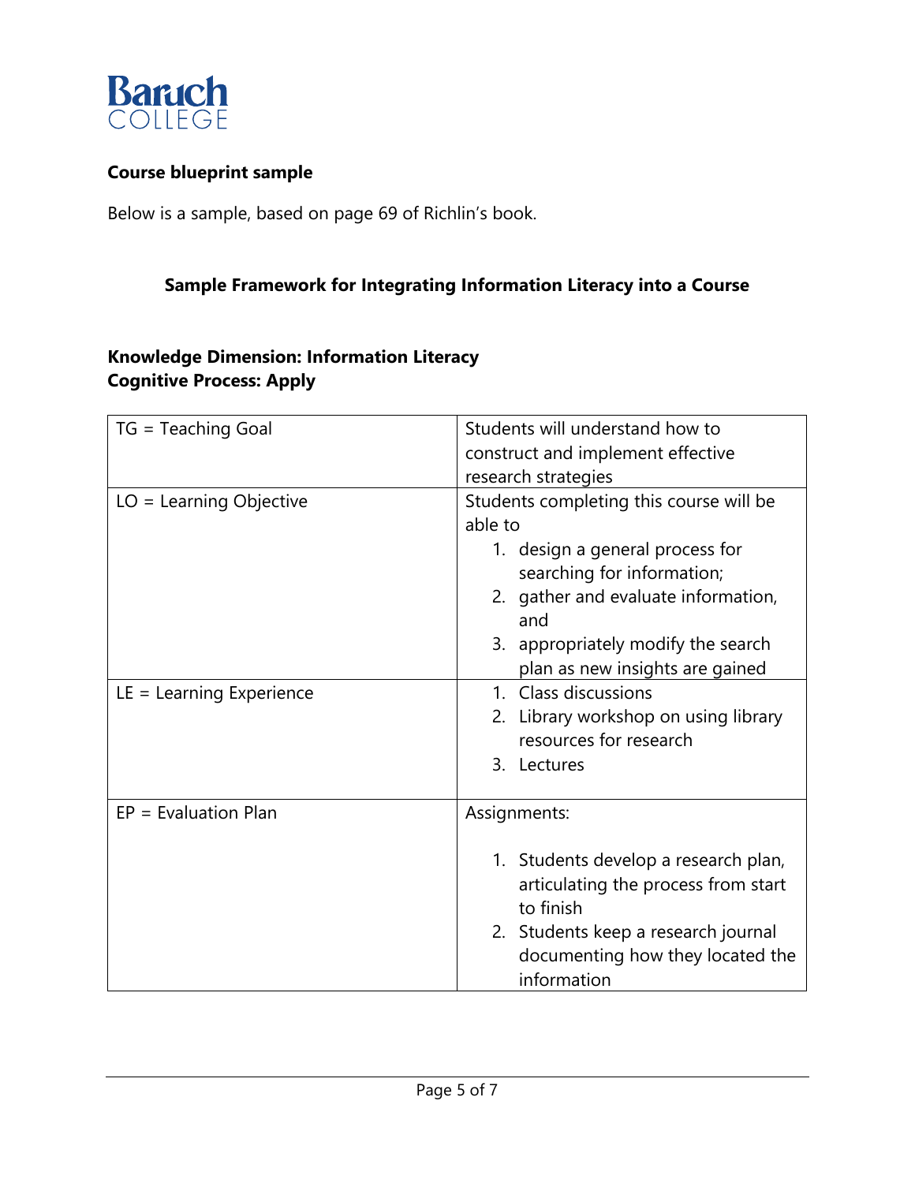Baruch COLLEGE

**Course blueprint sample**

Below is a sample, based on page 69 of Richlin's book.

### Sample Framework for Integrating Information Literacy into a Course

**Knowledge Dimension: Information Literacy**
**Cognitive Process: Apply**

| | |
|---|---|
| TG = Teaching Goal | Students will understand how to construct and implement effective research strategies |
| LO = Learning Objective | Students completing this course will be able to<br>1. design a general process for searching for information;<br>2. gather and evaluate information, and<br>3. appropriately modify the search plan as new insights are gained |
| LE = Learning Experience | 1. Class discussions<br>2. Library workshop on using library resources for research<br>3. Lectures |
| EP = Evaluation Plan | Assignments:<br>1. Students develop a research plan, articulating the process from start to finish<br>2. Students keep a research journal documenting how they located the information |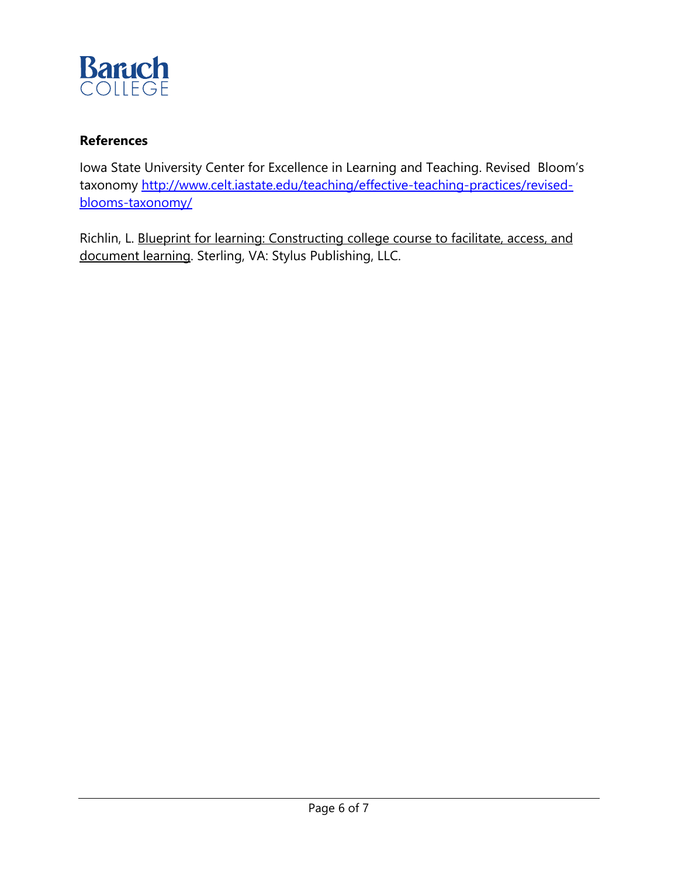**References**

Iowa State University Center for Excellence in Learning and Teaching. Revised Bloom's taxonomy [http://www.celt.iastate.edu/teaching/effective-teaching-practices/revised-blooms-taxonomy/](http://www.celt.iastate.edu/teaching/effective-teaching-practices/revised-blooms-taxonomy/)

Richlin, L. Blueprint for learning: Constructing college course to facilitate, access, and document learning. Sterling, VA: Stylus Publishing, LLC.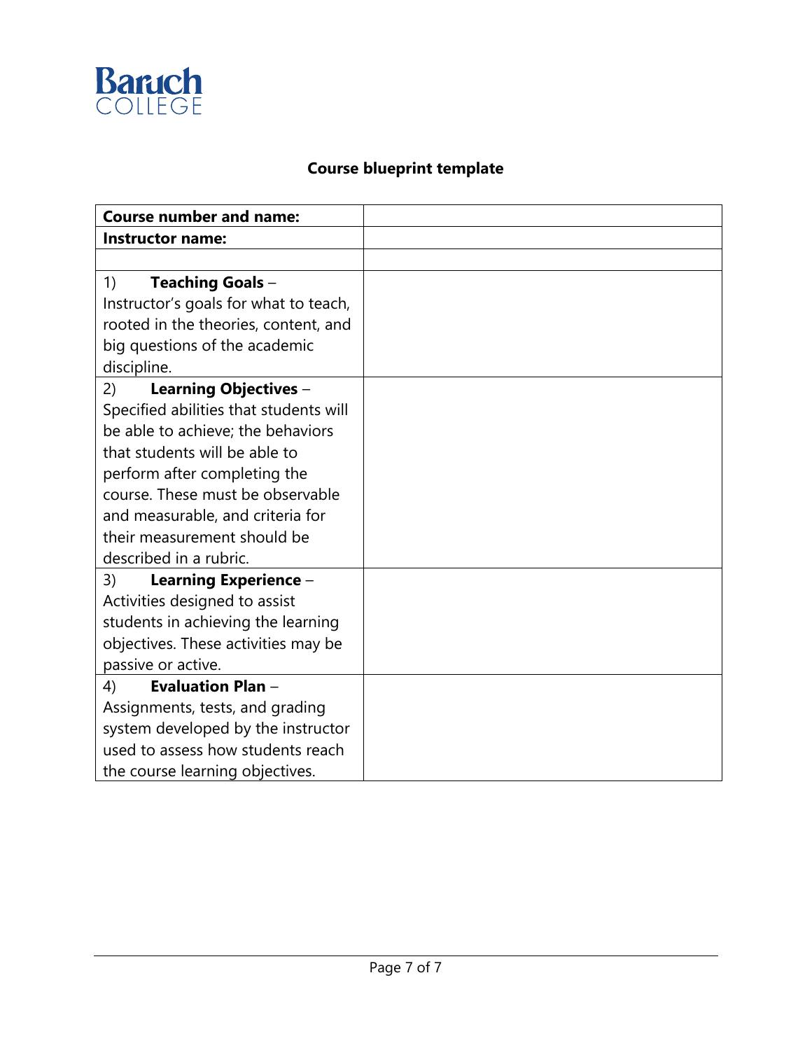Baruch COLLEGE

## Course blueprint template

| | |
|---|---|
| **Course number and name:** | |
| **Instructor name:** | |
| | |
| 1) **Teaching Goals** – Instructor's goals for what to teach, rooted in the theories, content, and big questions of the academic discipline. | |
| 2) **Learning Objectives** – Specified abilities that students will be able to achieve; the behaviors that students will be able to perform after completing the course. These must be observable and measurable, and criteria for their measurement should be described in a rubric. | |
| 3) **Learning Experience** – Activities designed to assist students in achieving the learning objectives. These activities may be passive or active. | |
| 4) **Evaluation Plan** – Assignments, tests, and grading system developed by the instructor used to assess how students reach the course learning objectives. | |